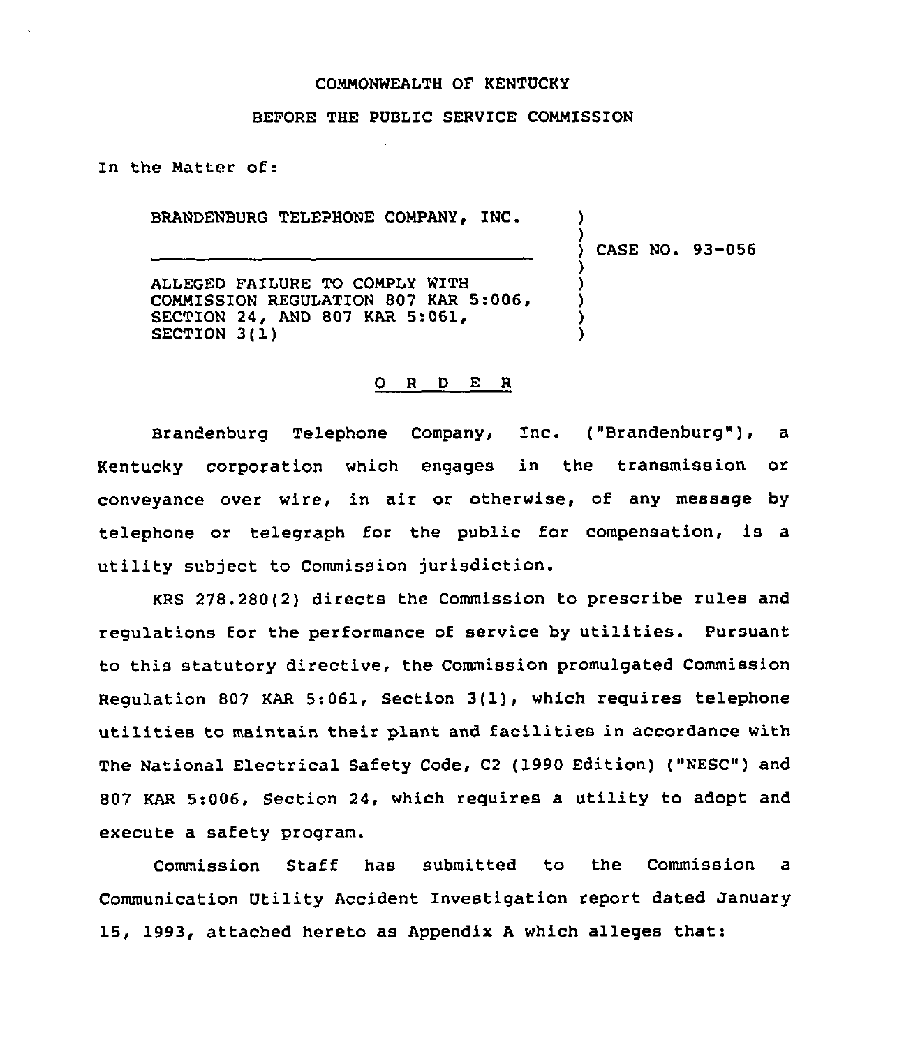COMMONWEALTH OF KENTUCKY

BEFORE THE PUBLIC SERVICE COMMISSION

In the Matter of:

| | |
|---|---|
| BRANDENBURG TELEPHONE COMPANY, INC. | ) |
| | ) |
| ________________________________ | ) CASE NO. 93-056 |
| | ) |
| ALLEGED FAILURE TO COMPLY WITH COMMISSION REGULATION 807 KAR 5:006, SECTION 24, AND 807 KAR 5:061, SECTION 3(1) | ) |

# O R D E R

Brandenburg Telephone Company, Inc. ("Brandenburg"), a Kentucky corporation which engages in the transmission or conveyance over wire, in air or otherwise, of any message by telephone or telegraph for the public for compensation, is a utility subject to Commission jurisdiction.

KRS 278.280(2) directs the Commission to prescribe rules and regulations for the performance of service by utilities. Pursuant to this statutory directive, the Commission promulgated Commission Regulation 807 KAR 5:061, Section 3(1), which requires telephone utilities to maintain their plant and facilities in accordance with The National Electrical Safety Code, C2 (1990 Edition) ("NESC") and 807 KAR 5:006, Section 24, which requires a utility to adopt and execute a safety program.

Commission Staff has submitted to the Commission a Communication Utility Accident Investigation report dated January 15, 1993, attached hereto as Appendix A which alleges that: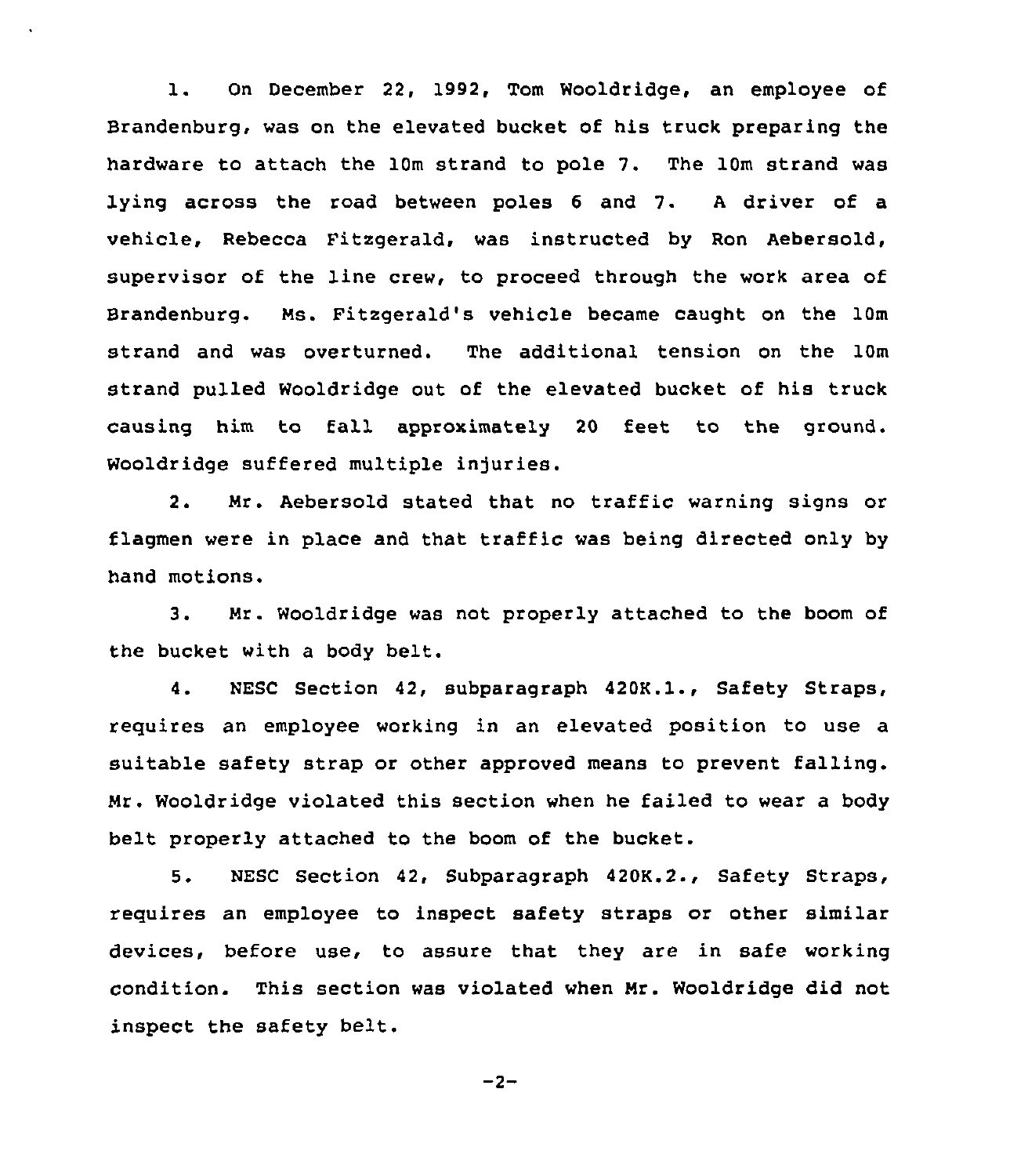1. On December 22, 1992, Tom Wooldridge, an employee of Brandenburg, was on the elevated bucket of his truck preparing the hardware to attach the 10m strand to pole 7. The 10m strand was lying across the road between poles 6 and 7. A driver of a vehicle, Rebecca Fitzgerald, was instructed by Ron Aebersold, supervisor of the line crew, to proceed through the work area of Brandenburg. Ms. Fitzgerald's vehicle became caught on the 10m strand and was overturned. The additional tension on the 10m strand pulled Wooldridge out of the elevated bucket of his truck causing him to fall approximately 20 feet to the ground. Wooldridge suffered multiple injuries.

2. Mr. Aebersold stated that no traffic warning signs or flagmen were in place and that traffic was being directed only by hand motions.

3. Mr. Wooldridge was not properly attached to the boom of the bucket with a body belt.

4. NESC Section 42, subparagraph 420K.1., Safety Straps, requires an employee working in an elevated position to use a suitable safety strap or other approved means to prevent falling. Mr. Wooldridge violated this section when he failed to wear a body belt properly attached to the boom of the bucket.

5. NESC Section 42, Subparagraph 420K.2., Safety Straps, requires an employee to inspect safety straps or other similar devices, before use, to assure that they are in safe working condition. This section was violated when Mr. Wooldridge did not inspect the safety belt.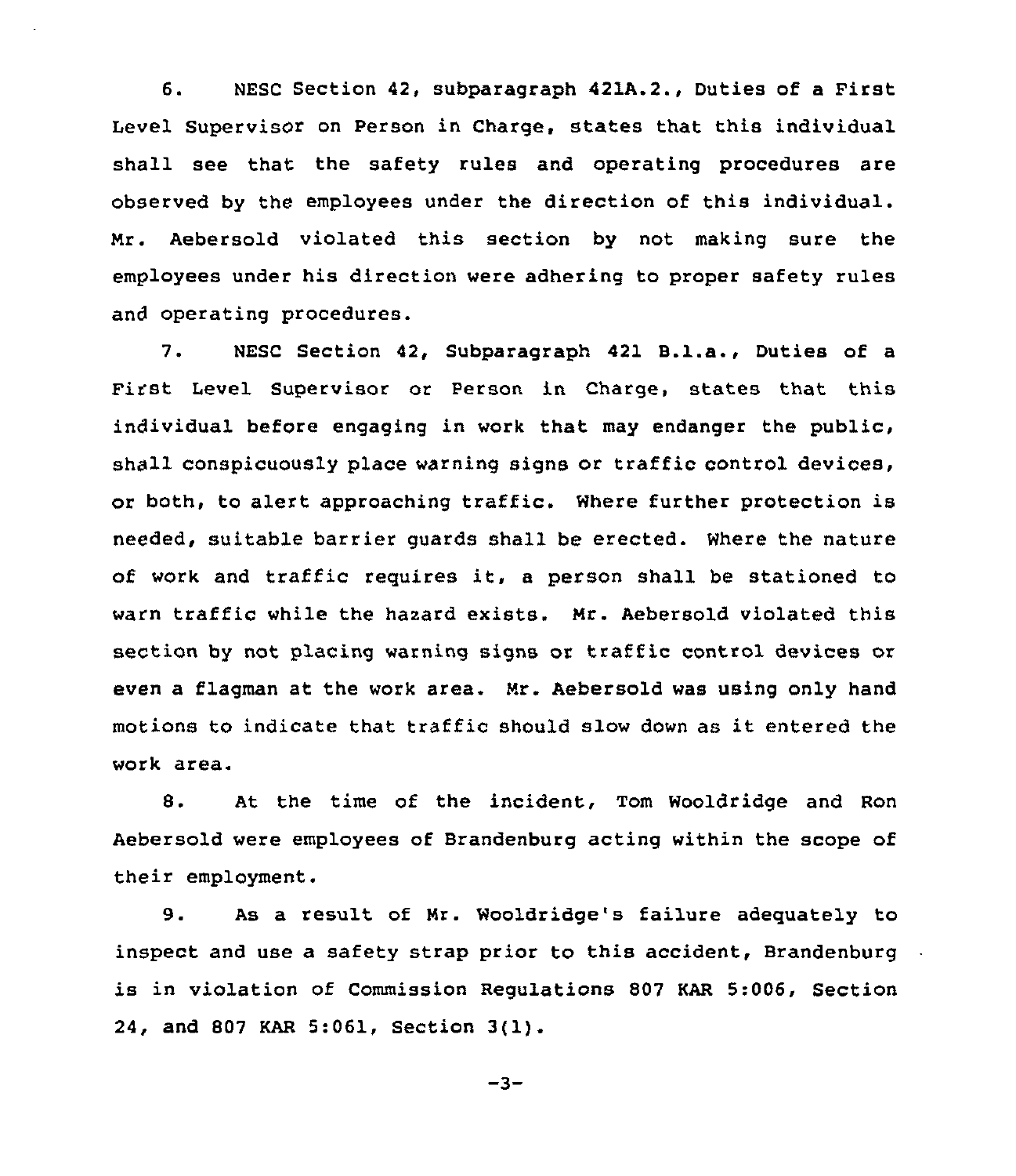6. NESC Section 42, subparagraph 421A.2., Duties of a First Level Supervisor on Person in Charge, states that this individual shall see that the safety rules and operating procedures are observed by the employees under the direction of this individual. Mr. Aebersold violated this section by not making sure the employees under his direction were adhering to proper safety rules and operating procedures.

7. NESC Section 42, Subparagraph 421 B.1.a., Duties of a First Level Supervisor or Person in Charge, states that this individual before engaging in work that may endanger the public, shall conspicuously place warning signs or traffic control devices, or both, to alert approaching traffic. Where further protection is needed, suitable barrier guards shall be erected. Where the nature of work and traffic requires it, a person shall be stationed to warn traffic while the hazard exists. Mr. Aebersold violated this section by not placing warning signs or traffic control devices or even a flagman at the work area. Mr. Aebersold was using only hand motions to indicate that traffic should slow down as it entered the work area.

8. At the time of the incident, Tom Wooldridge and Ron Aebersold were employees of Brandenburg acting within the scope of their employment.

9. As a result of Mr. Wooldridge's failure adequately to inspect and use a safety strap prior to this accident, Brandenburg is in violation of Commission Regulations 807 KAR 5:006, Section 24, and 807 KAR 5:061, Section 3(1).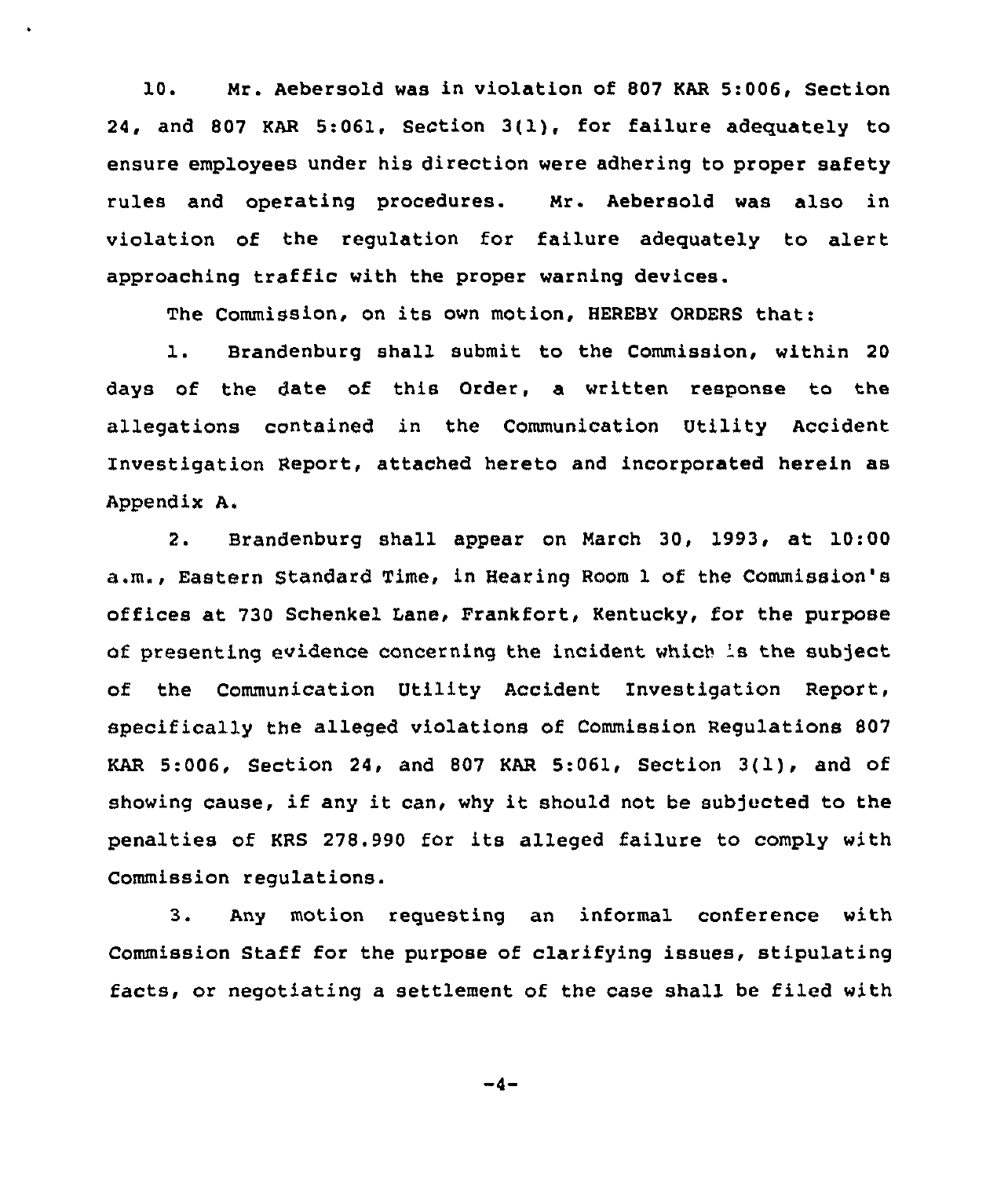10. Mr. Aebersold was in violation of 807 KAR 5:006, Section 24, and 807 KAR 5:061, Section 3(1), for failure adequately to ensure employees under his direction were adhering to proper safety rules and operating procedures. Mr. Aebersold was also in violation of the regulation for failure adequately to alert approaching traffic with the proper warning devices.

The Commission, on its own motion, HEREBY ORDERS that:

1. Brandenburg shall submit to the Commission, within 20 days of the date of this Order, a written response to the allegations contained in the Communication Utility Accident Investigation Report, attached hereto and incorporated herein as Appendix A.

2. Brandenburg shall appear on March 30, 1993, at 10:00 a.m., Eastern Standard Time, in Hearing Room 1 of the Commission's offices at 730 Schenkel Lane, Frankfort, Kentucky, for the purpose of presenting evidence concerning the incident which is the subject of the Communication Utility Accident Investigation Report, specifically the alleged violations of Commission Regulations 807 KAR 5:006, Section 24, and 807 KAR 5:061, Section 3(1), and of showing cause, if any it can, why it should not be subjected to the penalties of KRS 278.990 for its alleged failure to comply with Commission regulations.

3. Any motion requesting an informal conference with Commission Staff for the purpose of clarifying issues, stipulating facts, or negotiating a settlement of the case shall be filed with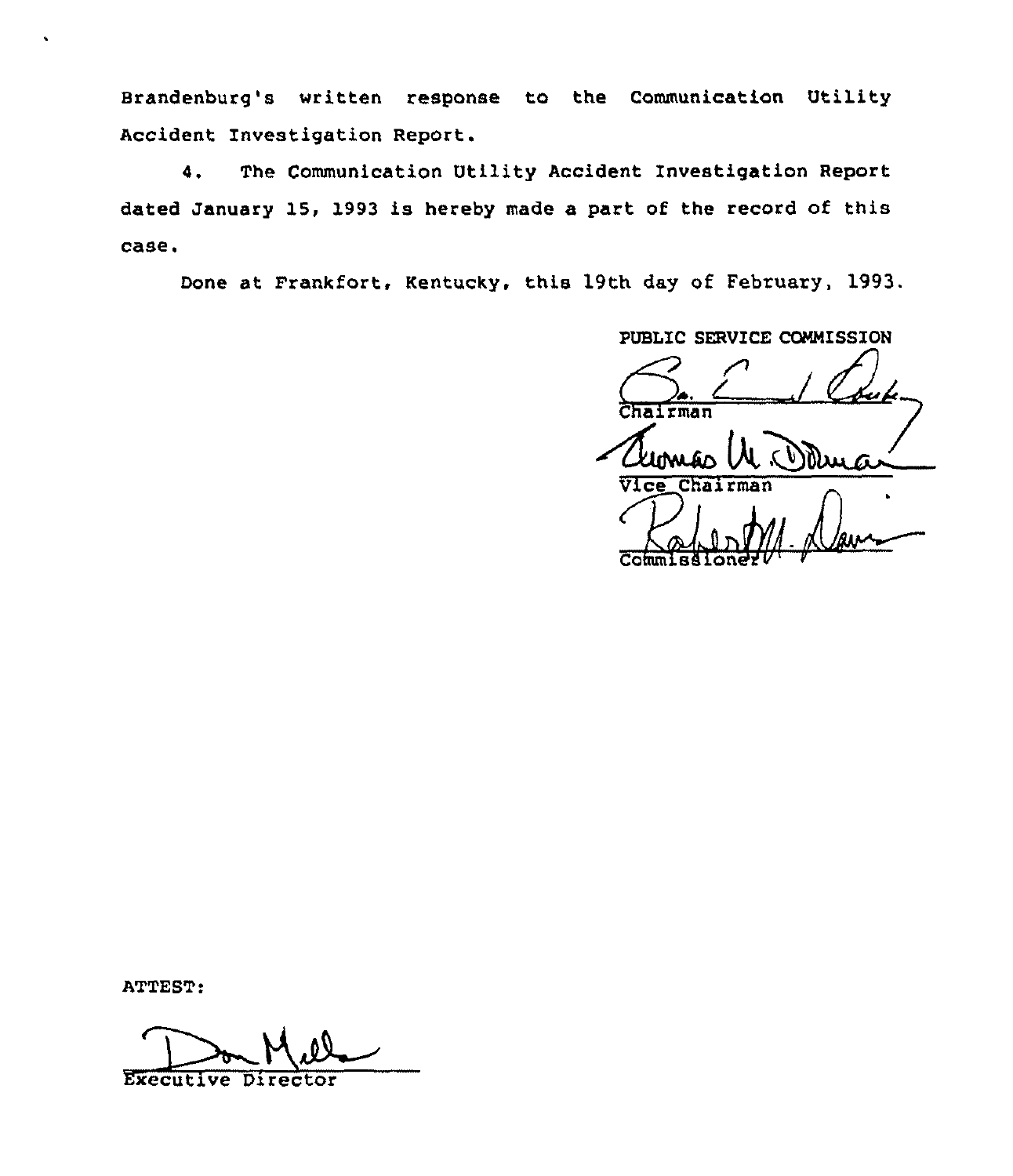Brandenburg's written response to the Communication Utility Accident Investigation Report.

4. The Communication Utility Accident Investigation Report dated January 15, 1993 is hereby made a part of the record of this case.

Done at Frankfort, Kentucky, this 19th day of February, 1993.

PUBLIC SERVICE COMMISSION

Chairman

Vice Chairman

Commissioner

ATTEST:

Executive Director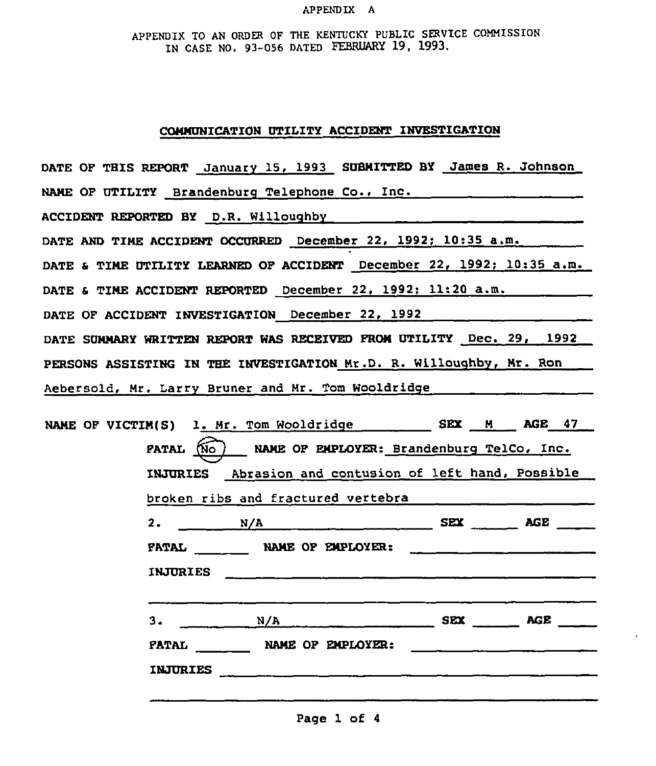APPENDIX A

APPENDIX TO AN ORDER OF THE KENTUCKY PUBLIC SERVICE COMMISSION IN CASE NO. 93-056 DATED FEBRUARY 19, 1993.

## COMMUNICATION UTILITY ACCIDENT INVESTIGATION

DATE OF THIS REPORT January 15, 1993 SUBMITTED BY James R. Johnson

NAME OF UTILITY Brandenburg Telephone Co., Inc.

ACCIDENT REPORTED BY D.R. Willoughby

DATE AND TIME ACCIDENT OCCURRED December 22, 1992; 10:35 a.m.

DATE & TIME UTILITY LEARNED OF ACCIDENT December 22, 1992; 10:35 a.m.

DATE & TIME ACCIDENT REPORTED December 22, 1992; 11:20 a.m.

DATE OF ACCIDENT INVESTIGATION December 22, 1992

DATE SUMMARY WRITTEN REPORT WAS RECEIVED FROM UTILITY Dec. 29, 1992

PERSONS ASSISTING IN THE INVESTIGATION Mr.D. R. Willoughby, Mr. Ron Aebersold, Mr. Larry Bruner and Mr. Tom Wooldridge

NAME OF VICTIM(S) 1. Mr. Tom Wooldridge SEX M AGE 47

FATAL (No) NAME OF EMPLOYER: Brandenburg TelCo, Inc.

INJURIES Abrasion and contusion of left hand, Possible broken ribs and fractured vertebra

2. N/A SEX \_\_\_ AGE \_\_\_

FATAL \_\_\_ NAME OF EMPLOYER: \_\_\_

INJURIES \_\_\_

3. N/A SEX \_\_\_ AGE \_\_\_

FATAL \_\_\_ NAME OF EMPLOYER: \_\_\_

INJURIES \_\_\_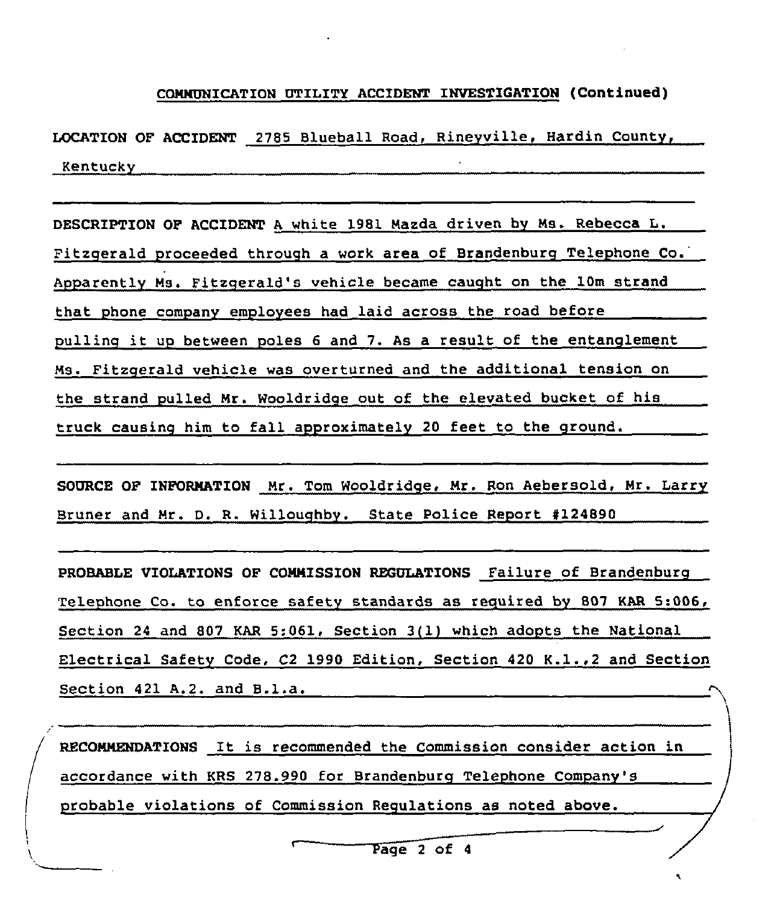## COMMUNICATION UTILITY ACCIDENT INVESTIGATION (Continued)

**LOCATION OF ACCIDENT** 2785 Blueball Road, Rineyville, Hardin County, Kentucky

**DESCRIPTION OF ACCIDENT** A white 1981 Mazda driven by Ms. Rebecca L. Fitzgerald proceeded through a work area of Brandenburg Telephone Co. Apparently Ms. Fitzgerald's vehicle became caught on the 10m strand that phone company employees had laid across the road before pulling it up between poles 6 and 7. As a result of the entanglement Ms. Fitzgerald vehicle was overturned and the additional tension on the strand pulled Mr. Wooldridge out of the elevated bucket of his truck causing him to fall approximately 20 feet to the ground.

**SOURCE OF INFORMATION** Mr. Tom Wooldridge, Mr. Ron Aebersold, Mr. Larry Bruner and Mr. D. R. Willoughby. State Police Report #124890

**PROBABLE VIOLATIONS OF COMMISSION REGULATIONS** Failure of Brandenburg Telephone Co. to enforce safety standards as required by 807 KAR 5:006, Section 24 and 807 KAR 5:061, Section 3(1) which adopts the National Electrical Safety Code, C2 1990 Edition, Section 420 K.1.,2 and Section Section 421 A.2. and B.1.a.

**RECOMMENDATIONS** It is recommended the Commission consider action in accordance with KRS 278.990 for Brandenburg Telephone Company's probable violations of Commission Regulations as noted above.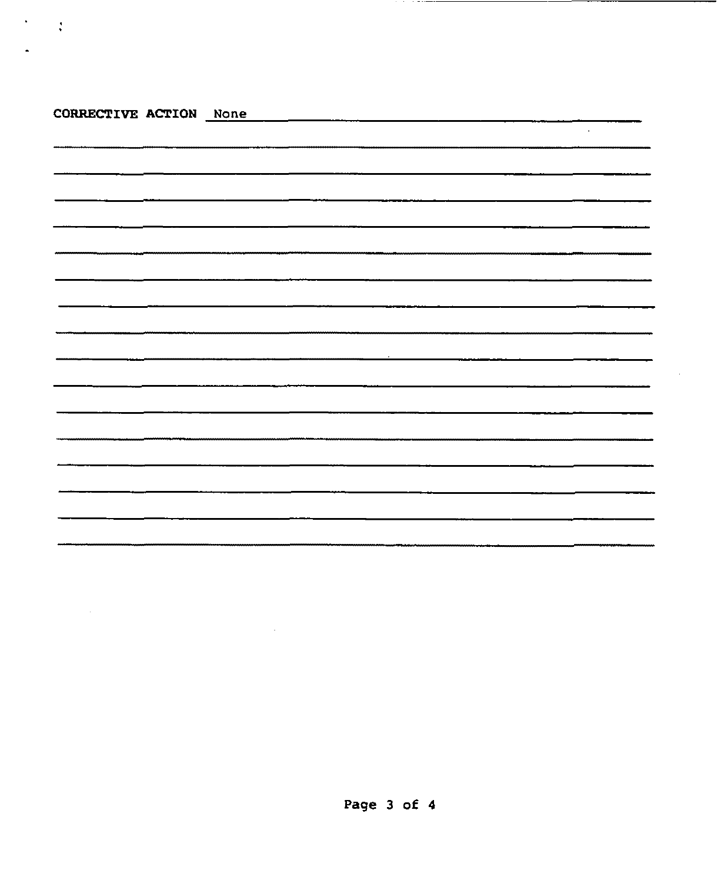**CORRECTIVE ACTION** None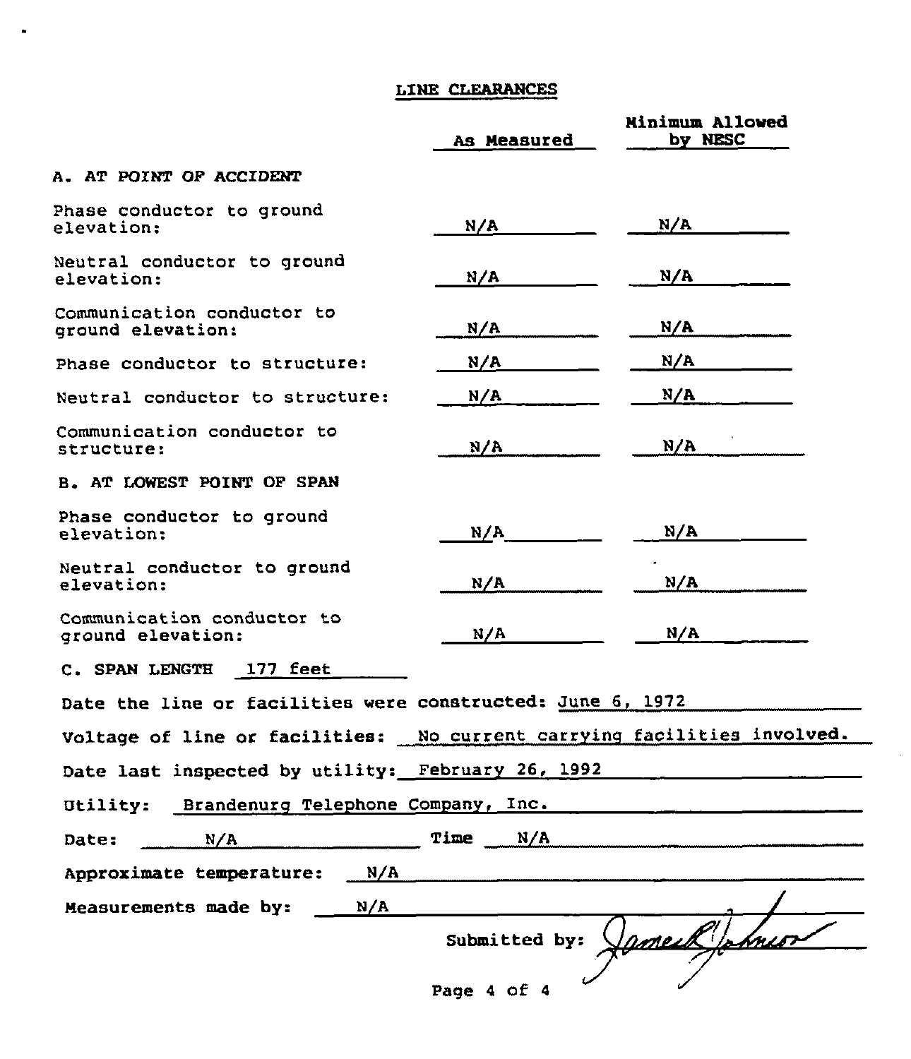# LINE CLEARANCES

| | As Measured | Minimum Allowed by NESC |
|---|---|---|
| **A. AT POINT OF ACCIDENT** | | |
| Phase conductor to ground elevation: | N/A | N/A |
| Neutral conductor to ground elevation: | N/A | N/A |
| Communication conductor to ground elevation: | N/A | N/A |
| Phase conductor to structure: | N/A | N/A |
| Neutral conductor to structure: | N/A | N/A |
| Communication conductor to structure: | N/A | N/A |
| **B. AT LOWEST POINT OF SPAN** | | |
| Phase conductor to ground elevation: | N/A | N/A |
| Neutral conductor to ground elevation: | N/A | N/A |
| Communication conductor to ground elevation: | N/A | N/A |

**C. SPAN LENGTH** 177 feet

Date the line or facilities were constructed: June 6, 1972

Voltage of line or facilities: No current carrying facilities involved.

Date last inspected by utility: February 26, 1992

Utility: Brandenurg Telephone Company, Inc.

Date: N/A Time N/A

Approximate temperature: N/A

Measurements made by: N/A

Submitted by: James R Johnson